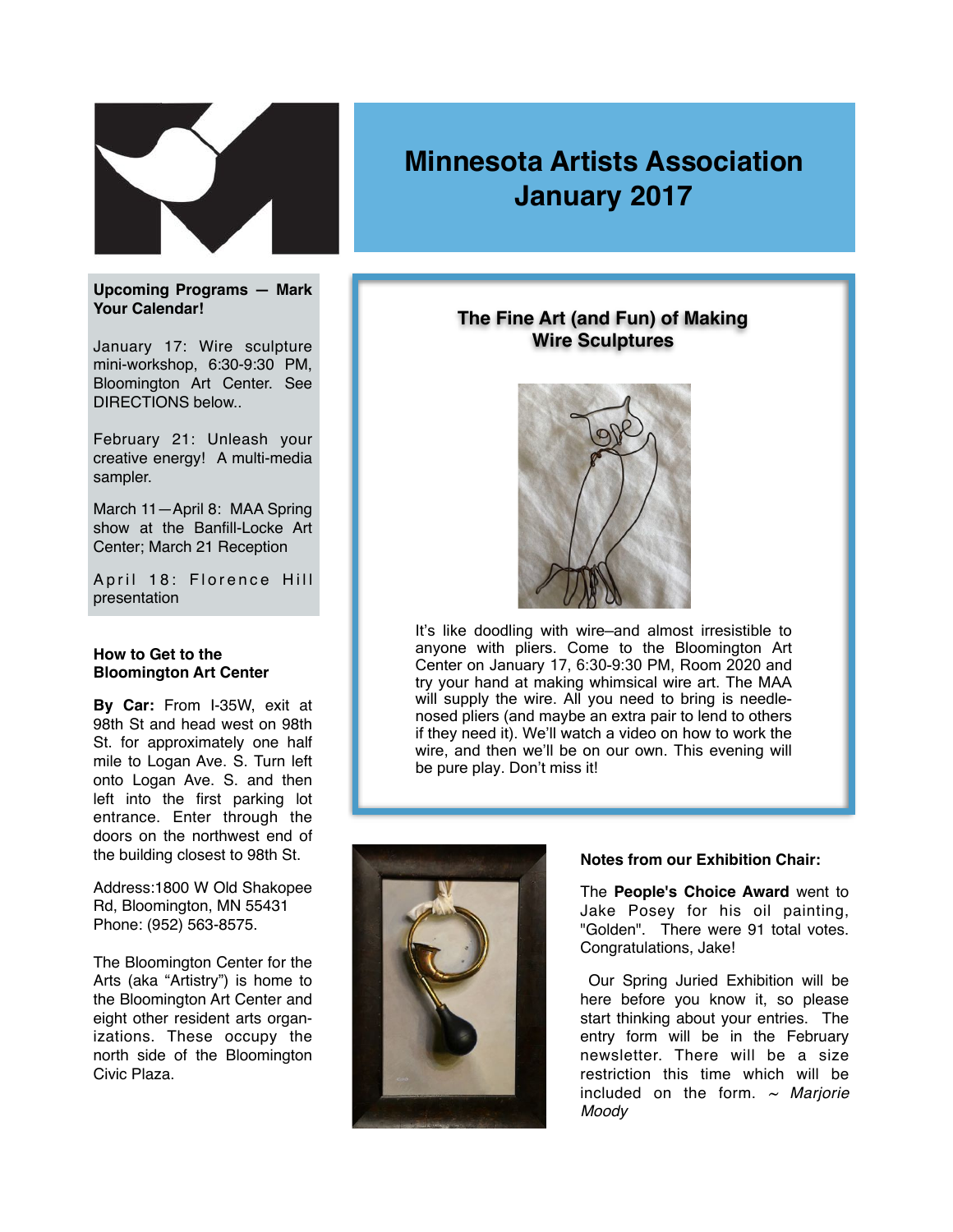# Minnesota Artists Association
# January 2017

**Upcoming Programs — Mark Your Calendar!**

January 17: Wire sculpture mini-workshop, 6:30-9:30 PM, Bloomington Art Center. See DIRECTIONS below..

February 21: Unleash your creative energy! A multi-media sampler.

March 11—April 8: MAA Spring show at the Banfill-Locke Art Center; March 21 Reception

April 18: Florence Hill presentation

**How to Get to the Bloomington Art Center**

**By Car:** From I-35W, exit at 98th St and head west on 98th St. for approximately one half mile to Logan Ave. S. Turn left onto Logan Ave. S. and then left into the first parking lot entrance. Enter through the doors on the northwest end of the building closest to 98th St.

Address:1800 W Old Shakopee Rd, Bloomington, MN 55431
Phone: (952) 563-8575.

The Bloomington Center for the Arts (aka "Artistry") is home to the Bloomington Art Center and eight other resident arts organizations. These occupy the north side of the Bloomington Civic Plaza.

## The Fine Art (and Fun) of Making Wire Sculptures

It's like doodling with wire–and almost irresistible to anyone with pliers. Come to the Bloomington Art Center on January 17, 6:30-9:30 PM, Room 2020 and try your hand at making whimsical wire art. The MAA will supply the wire. All you need to bring is needle-nosed pliers (and maybe an extra pair to lend to others if they need it). We'll watch a video on how to work the wire, and then we'll be on our own. This evening will be pure play. Don't miss it!

**Notes from our Exhibition Chair:**

The **People's Choice Award** went to Jake Posey for his oil painting, "Golden". There were 91 total votes. Congratulations, Jake!

Our Spring Juried Exhibition will be here before you know it, so please start thinking about your entries. The entry form will be in the February newsletter. There will be a size restriction this time which will be included on the form. ~ *Marjorie Moody*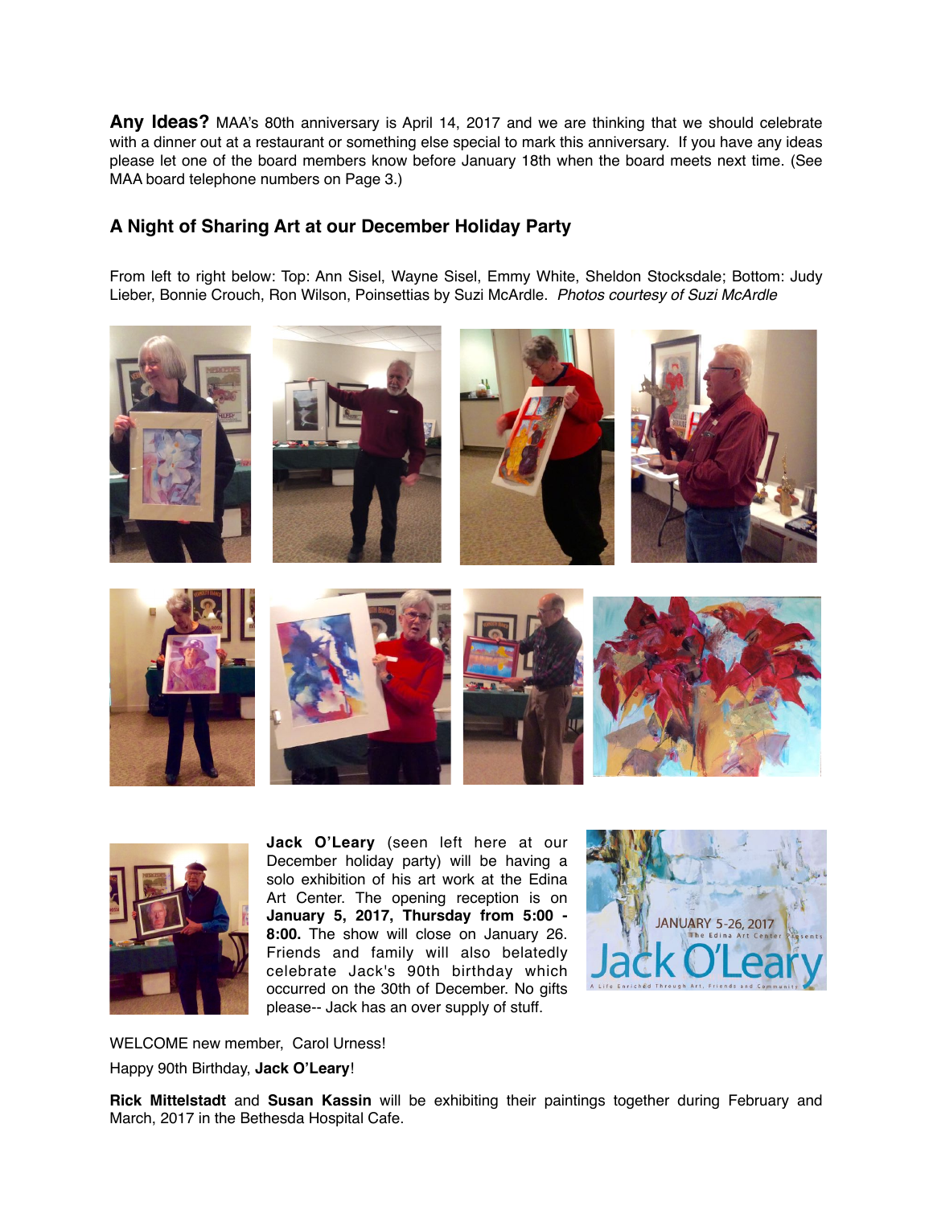**Any Ideas?** MAA's 80th anniversary is April 14, 2017 and we are thinking that we should celebrate with a dinner out at a restaurant or something else special to mark this anniversary. If you have any ideas please let one of the board members know before January 18th when the board meets next time. (See MAA board telephone numbers on Page 3.)

## A Night of Sharing Art at our December Holiday Party

From left to right below: Top: Ann Sisel, Wayne Sisel, Emmy White, Sheldon Stocksdale; Bottom: Judy Lieber, Bonnie Crouch, Ron Wilson, Poinsettias by Suzi McArdle. *Photos courtesy of Suzi McArdle*

**Jack O'Leary** (seen left here at our December holiday party) will be having a solo exhibition of his art work at the Edina Art Center. The opening reception is on **January 5, 2017, Thursday from 5:00 - 8:00.** The show will close on January 26. Friends and family will also belatedly celebrate Jack's 90th birthday which occurred on the 30th of December. No gifts please-- Jack has an over supply of stuff.

WELCOME new member, Carol Urness!

Happy 90th Birthday, **Jack O'Leary**!

**Rick Mittelstadt** and **Susan Kassin** will be exhibiting their paintings together during February and March, 2017 in the Bethesda Hospital Cafe.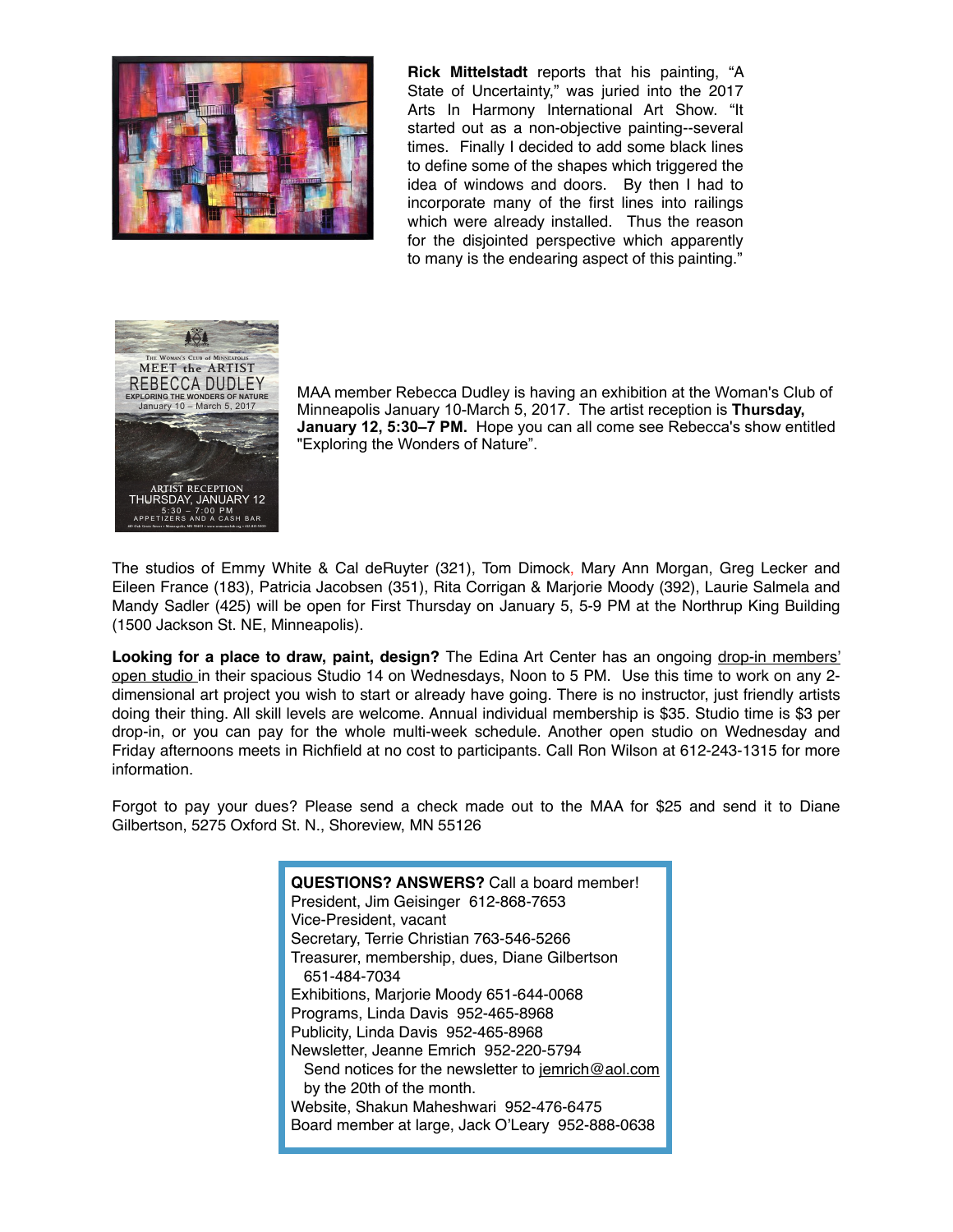**Rick Mittelstadt** reports that his painting, "A State of Uncertainty," was juried into the 2017 Arts In Harmony International Art Show. "It started out as a non-objective painting--several times. Finally I decided to add some black lines to define some of the shapes which triggered the idea of windows and doors. By then I had to incorporate many of the first lines into railings which were already installed. Thus the reason for the disjointed perspective which apparently to many is the endearing aspect of this painting."

MAA member Rebecca Dudley is having an exhibition at the Woman's Club of Minneapolis January 10-March 5, 2017. The artist reception is **Thursday, January 12, 5:30–7 PM.** Hope you can all come see Rebecca's show entitled "Exploring the Wonders of Nature".

The studios of Emmy White & Cal deRuyter (321), Tom Dimock, Mary Ann Morgan, Greg Lecker and Eileen France (183), Patricia Jacobsen (351), Rita Corrigan & Marjorie Moody (392), Laurie Salmela and Mandy Sadler (425) will be open for First Thursday on January 5, 5-9 PM at the Northrup King Building (1500 Jackson St. NE, Minneapolis).

**Looking for a place to draw, paint, design?** The Edina Art Center has an ongoing drop-in members' open studio in their spacious Studio 14 on Wednesdays, Noon to 5 PM. Use this time to work on any 2-dimensional art project you wish to start or already have going. There is no instructor, just friendly artists doing their thing. All skill levels are welcome. Annual individual membership is $35. Studio time is $3 per drop-in, or you can pay for the whole multi-week schedule. Another open studio on Wednesday and Friday afternoons meets in Richfield at no cost to participants. Call Ron Wilson at 612-243-1315 for more information.

Forgot to pay your dues? Please send a check made out to the MAA for $25 and send it to Diane Gilbertson, 5275 Oxford St. N., Shoreview, MN 55126

**QUESTIONS? ANSWERS?** Call a board member!
President, Jim Geisinger 612-868-7653
Vice-President, vacant
Secretary, Terrie Christian 763-546-5266
Treasurer, membership, dues, Diane Gilbertson 651-484-7034
Exhibitions, Marjorie Moody 651-644-0068
Programs, Linda Davis 952-465-8968
Publicity, Linda Davis 952-465-8968
Newsletter, Jeanne Emrich 952-220-5794
Send notices for the newsletter to jemrich@aol.com by the 20th of the month.
Website, Shakun Maheshwari 952-476-6475
Board member at large, Jack O'Leary 952-888-0638